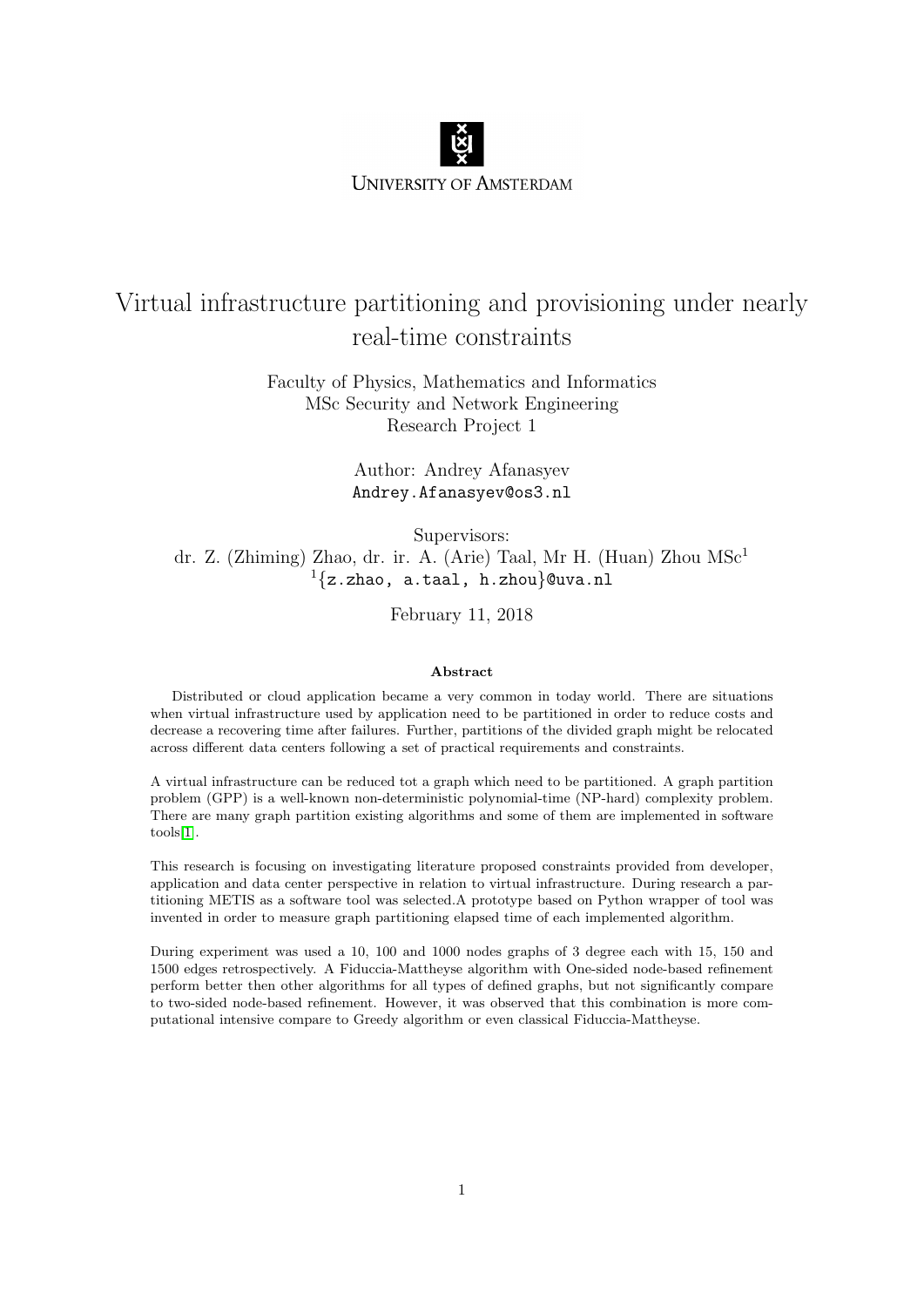UNIVERSITY OF AMSTERDAM

# Virtual infrastructure partitioning and provisioning under nearly real-time constraints

Faculty of Physics, Mathematics and Informatics
MSc Security and Network Engineering
Research Project 1

Author: Andrey Afanasyev
Andrey.Afanasyev@os3.nl

Supervisors:
dr. Z. (Zhiming) Zhao, dr. ir. A. (Arie) Taal, Mr H. (Huan) Zhou MSc[1]
[1]{z.zhao, a.taal, h.zhou}@uva.nl

February 11, 2018

### Abstract

Distributed or cloud application became a very common in today world. There are situations when virtual infrastructure used by application need to be partitioned in order to reduce costs and decrease a recovering time after failures. Further, partitions of the divided graph might be relocated across different data centers following a set of practical requirements and constraints.

A virtual infrastructure can be reduced tot a graph which need to be partitioned. A graph partition problem (GPP) is a well-known non-deterministic polynomial-time (NP-hard) complexity problem. There are many graph partition existing algorithms and some of them are implemented in software tools[1].

This research is focusing on investigating literature proposed constraints provided from developer, application and data center perspective in relation to virtual infrastructure. During research a partitioning METIS as a software tool was selected.A prototype based on Python wrapper of tool was invented in order to measure graph partitioning elapsed time of each implemented algorithm.

During experiment was used a 10, 100 and 1000 nodes graphs of 3 degree each with 15, 150 and 1500 edges retrospectively. A Fiduccia-Mattheyse algorithm with One-sided node-based refinement perform better then other algorithms for all types of defined graphs, but not significantly compare to two-sided node-based refinement. However, it was observed that this combination is more computational intensive compare to Greedy algorithm or even classical Fiduccia-Mattheyse.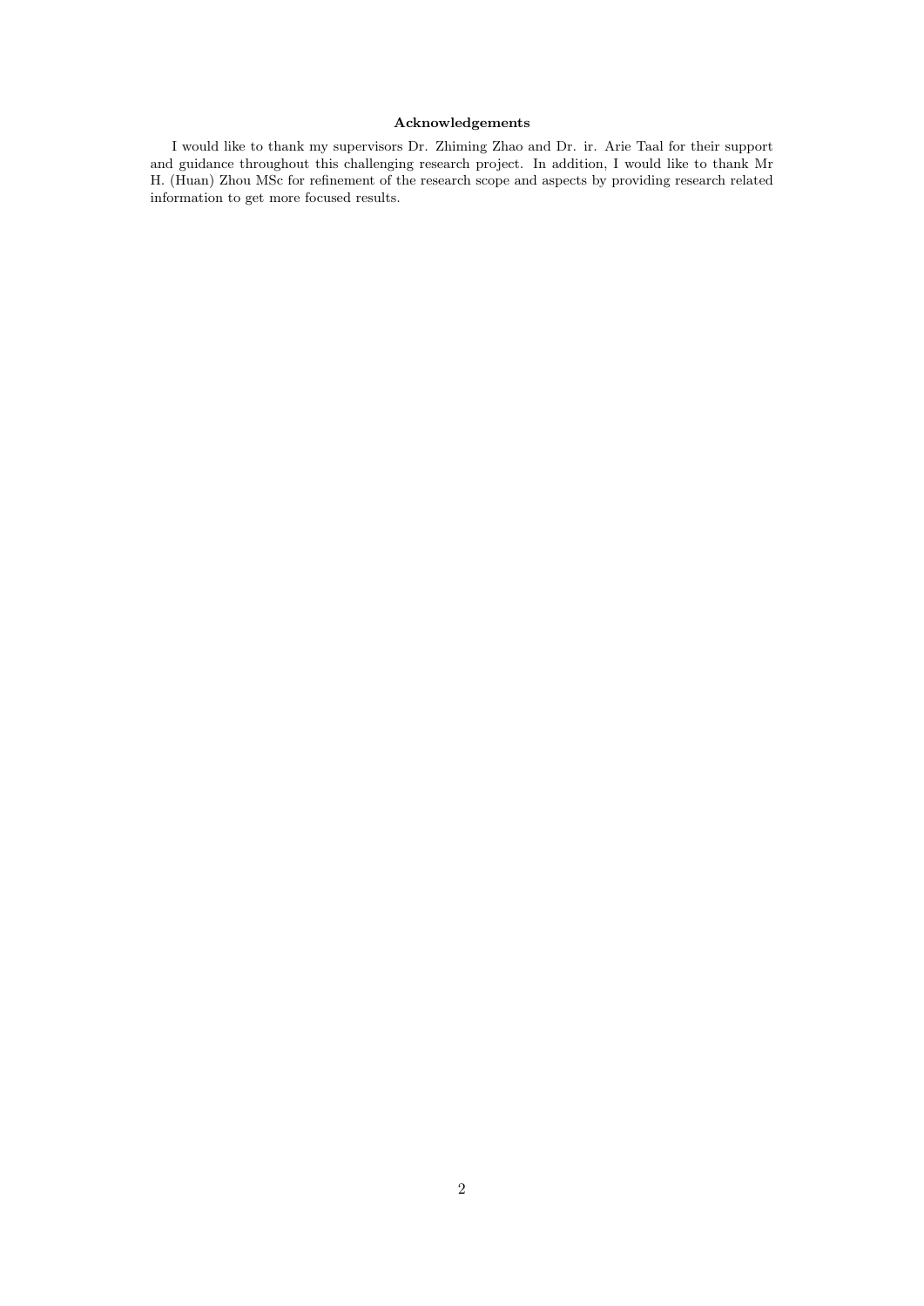## Acknowledgements

I would like to thank my supervisors Dr. Zhiming Zhao and Dr. ir. Arie Taal for their support and guidance throughout this challenging research project. In addition, I would like to thank Mr H. (Huan) Zhou MSc for refinement of the research scope and aspects by providing research related information to get more focused results.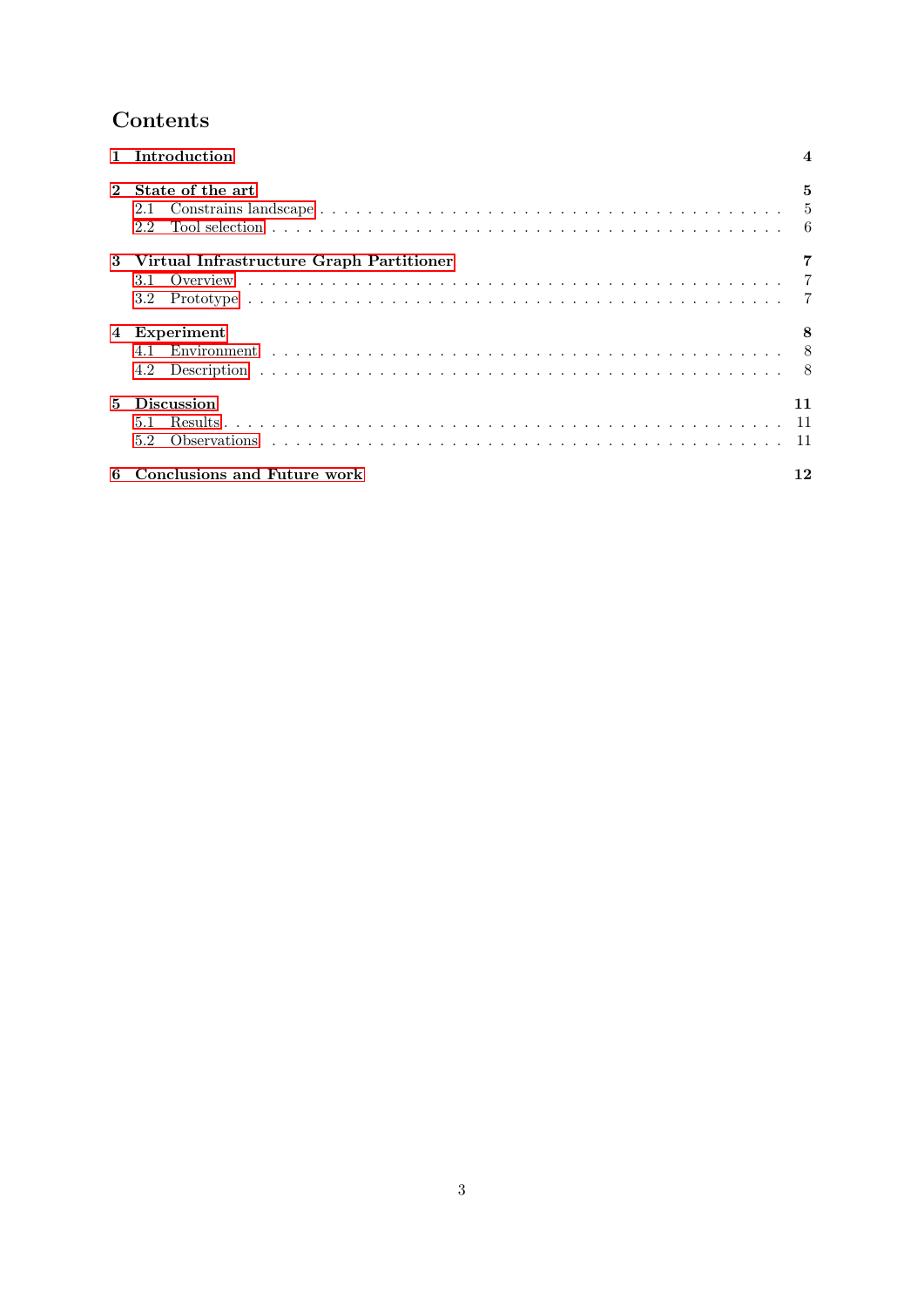# Contents

**1 Introduction** **4**

**2 State of the art** **5**
- 2.1 Constrains landscape . . . 5
- 2.2 Tool selection . . . 6

**3 Virtual Infrastructure Graph Partitioner** **7**
- 3.1 Overview . . . 7
- 3.2 Prototype . . . 7

**4 Experiment** **8**
- 4.1 Environment . . . 8
- 4.2 Description . . . 8

**5 Discussion** **11**
- 5.1 Results . . . 11
- 5.2 Observations . . . 11

**6 Conclusions and Future work** **12**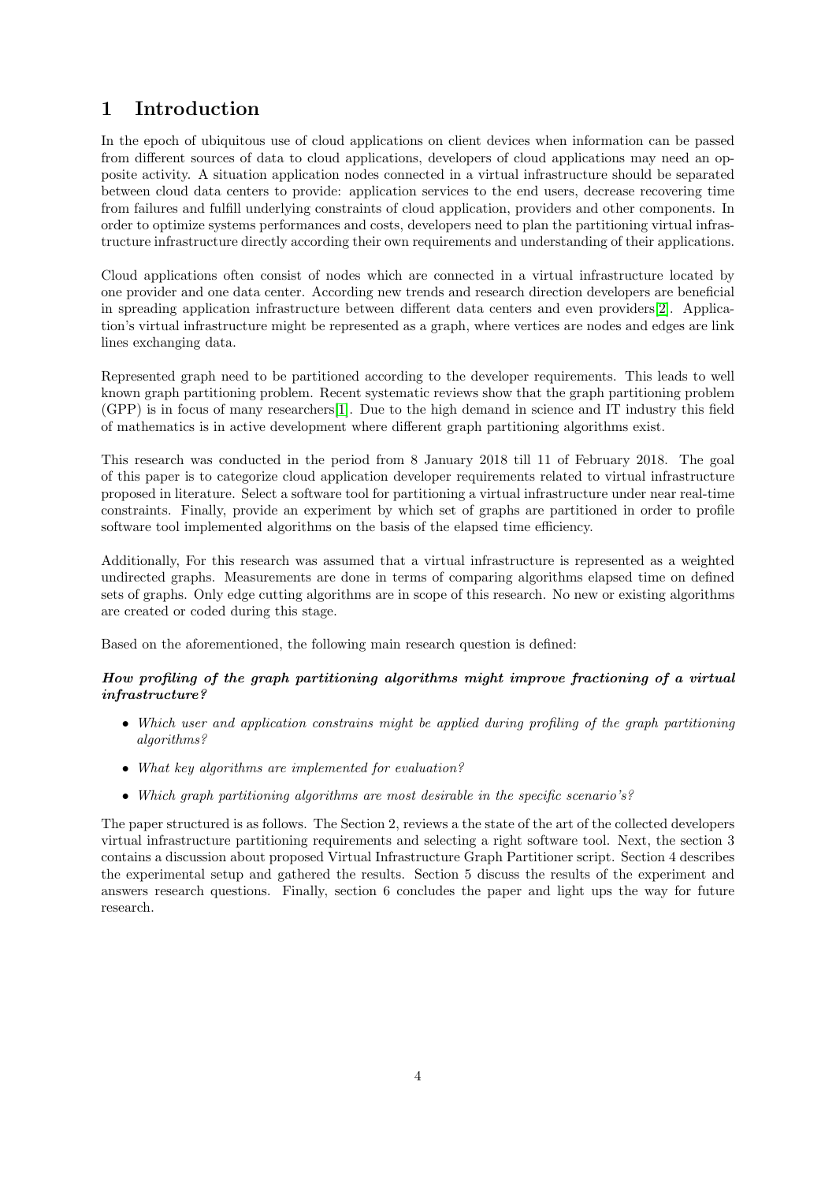# 1 Introduction

In the epoch of ubiquitous use of cloud applications on client devices when information can be passed from different sources of data to cloud applications, developers of cloud applications may need an opposite activity. A situation application nodes connected in a virtual infrastructure should be separated between cloud data centers to provide: application services to the end users, decrease recovering time from failures and fulfill underlying constraints of cloud application, providers and other components. In order to optimize systems performances and costs, developers need to plan the partitioning virtual infrastructure infrastructure directly according their own requirements and understanding of their applications.

Cloud applications often consist of nodes which are connected in a virtual infrastructure located by one provider and one data center. According new trends and research direction developers are beneficial in spreading application infrastructure between different data centers and even providers[2]. Application's virtual infrastructure might be represented as a graph, where vertices are nodes and edges are link lines exchanging data.

Represented graph need to be partitioned according to the developer requirements. This leads to well known graph partitioning problem. Recent systematic reviews show that the graph partitioning problem (GPP) is in focus of many researchers[1]. Due to the high demand in science and IT industry this field of mathematics is in active development where different graph partitioning algorithms exist.

This research was conducted in the period from 8 January 2018 till 11 of February 2018. The goal of this paper is to categorize cloud application developer requirements related to virtual infrastructure proposed in literature. Select a software tool for partitioning a virtual infrastructure under near real-time constraints. Finally, provide an experiment by which set of graphs are partitioned in order to profile software tool implemented algorithms on the basis of the elapsed time efficiency.

Additionally, For this research was assumed that a virtual infrastructure is represented as a weighted undirected graphs. Measurements are done in terms of comparing algorithms elapsed time on defined sets of graphs. Only edge cutting algorithms are in scope of this research. No new or existing algorithms are created or coded during this stage.

Based on the aforementioned, the following main research question is defined:

***How profiling of the graph partitioning algorithms might improve fractioning of a virtual infrastructure?***

- *Which user and application constrains might be applied during profiling of the graph partitioning algorithms?*
- *What key algorithms are implemented for evaluation?*
- *Which graph partitioning algorithms are most desirable in the specific scenario's?*

The paper structured is as follows. The Section 2, reviews a the state of the art of the collected developers virtual infrastructure partitioning requirements and selecting a right software tool. Next, the section 3 contains a discussion about proposed Virtual Infrastructure Graph Partitioner script. Section 4 describes the experimental setup and gathered the results. Section 5 discuss the results of the experiment and answers research questions. Finally, section 6 concludes the paper and light ups the way for future research.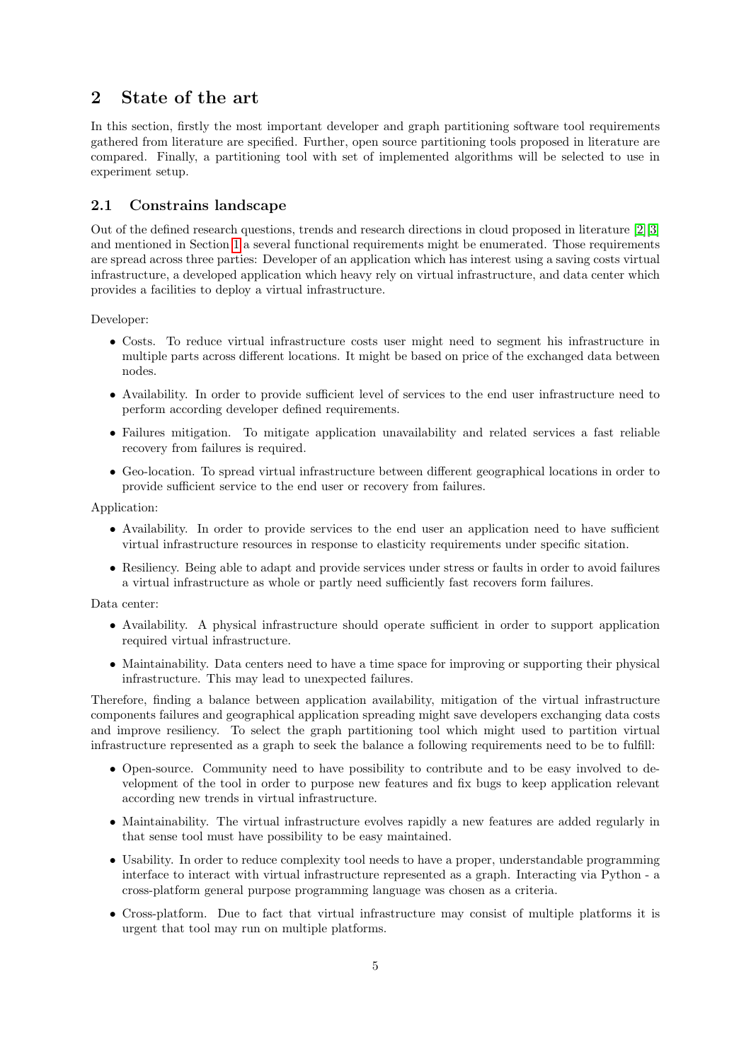## 2 State of the art

In this section, firstly the most important developer and graph partitioning software tool requirements gathered from literature are specified. Further, open source partitioning tools proposed in literature are compared. Finally, a partitioning tool with set of implemented algorithms will be selected to use in experiment setup.

### 2.1 Constrains landscape

Out of the defined research questions, trends and research directions in cloud proposed in literature [2][3] and mentioned in Section 1 a several functional requirements might be enumerated. Those requirements are spread across three parties: Developer of an application which has interest using a saving costs virtual infrastructure, a developed application which heavy rely on virtual infrastructure, and data center which provides a facilities to deploy a virtual infrastructure.

Developer:

- Costs. To reduce virtual infrastructure costs user might need to segment his infrastructure in multiple parts across different locations. It might be based on price of the exchanged data between nodes.
- Availability. In order to provide sufficient level of services to the end user infrastructure need to perform according developer defined requirements.
- Failures mitigation. To mitigate application unavailability and related services a fast reliable recovery from failures is required.
- Geo-location. To spread virtual infrastructure between different geographical locations in order to provide sufficient service to the end user or recovery from failures.

Application:

- Availability. In order to provide services to the end user an application need to have sufficient virtual infrastructure resources in response to elasticity requirements under specific sitation.
- Resiliency. Being able to adapt and provide services under stress or faults in order to avoid failures a virtual infrastructure as whole or partly need sufficiently fast recovers form failures.

Data center:

- Availability. A physical infrastructure should operate sufficient in order to support application required virtual infrastructure.
- Maintainability. Data centers need to have a time space for improving or supporting their physical infrastructure. This may lead to unexpected failures.

Therefore, finding a balance between application availability, mitigation of the virtual infrastructure components failures and geographical application spreading might save developers exchanging data costs and improve resiliency. To select the graph partitioning tool which might used to partition virtual infrastructure represented as a graph to seek the balance a following requirements need to be to fulfill:

- Open-source. Community need to have possibility to contribute and to be easy involved to development of the tool in order to purpose new features and fix bugs to keep application relevant according new trends in virtual infrastructure.
- Maintainability. The virtual infrastructure evolves rapidly a new features are added regularly in that sense tool must have possibility to be easy maintained.
- Usability. In order to reduce complexity tool needs to have a proper, understandable programming interface to interact with virtual infrastructure represented as a graph. Interacting via Python - a cross-platform general purpose programming language was chosen as a criteria.
- Cross-platform. Due to fact that virtual infrastructure may consist of multiple platforms it is urgent that tool may run on multiple platforms.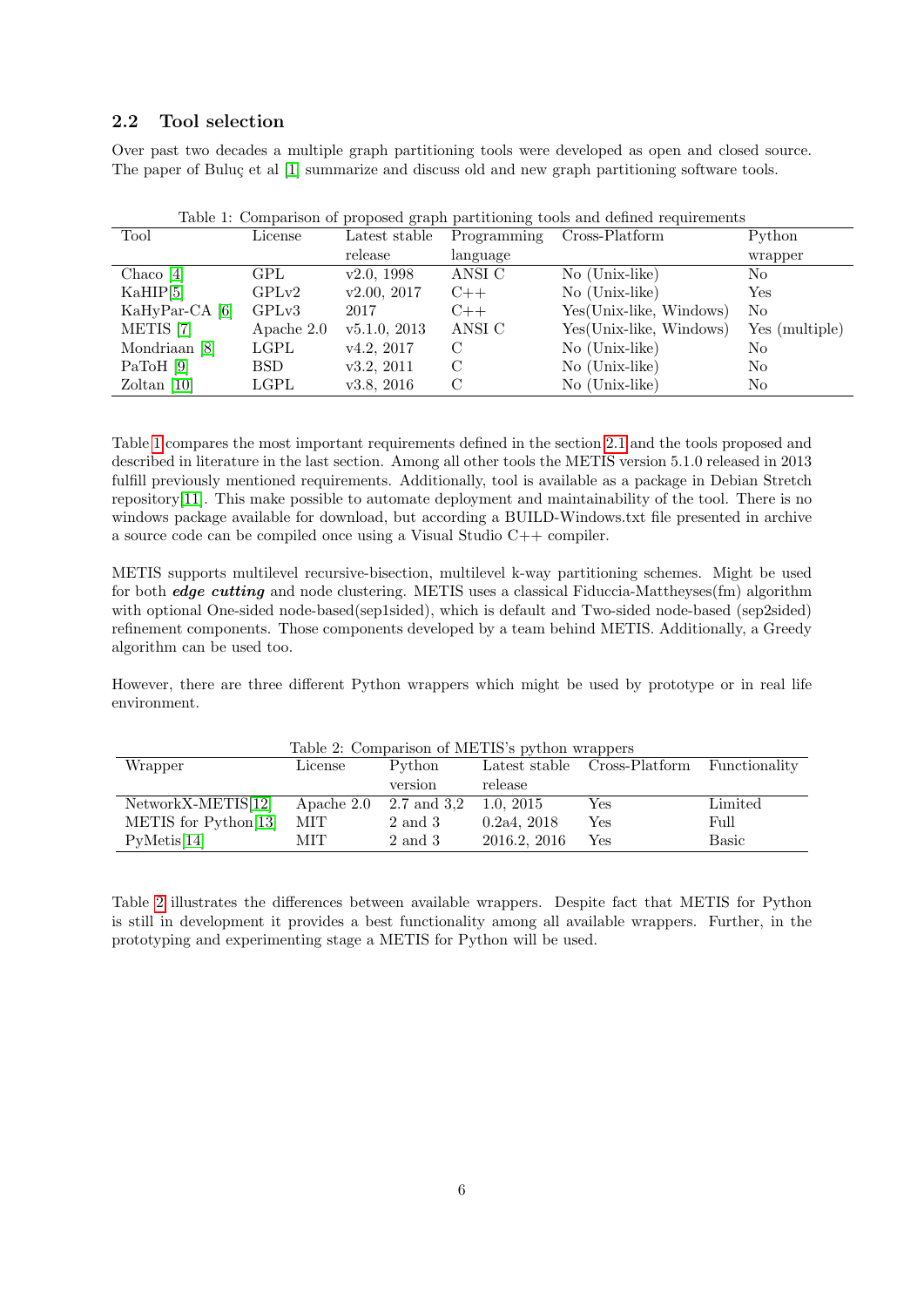### 2.2 Tool selection

Over past two decades a multiple graph partitioning tools were developed as open and closed source. The paper of Buluç et al [1] summarize and discuss old and new graph partitioning software tools.

Table 1: Comparison of proposed graph partitioning tools and defined requirements

| Tool | License | Latest stable release | Programming language | Cross-Platform | Python wrapper |
|---|---|---|---|---|---|
| Chaco [4] | GPL | v2.0, 1998 | ANSI C | No (Unix-like) | No |
| KaHIP[5] | GPLv2 | v2.00, 2017 | C++ | No (Unix-like) | Yes |
| KaHyPar-CA [6] | GPLv3 | 2017 | C++ | Yes(Unix-like, Windows) | No |
| METIS [7] | Apache 2.0 | v5.1.0, 2013 | ANSI C | Yes(Unix-like, Windows) | Yes (multiple) |
| Mondriaan [8] | LGPL | v4.2, 2017 | C | No (Unix-like) | No |
| PaToH [9] | BSD | v3.2, 2011 | C | No (Unix-like) | No |
| Zoltan [10] | LGPL | v3.8, 2016 | C | No (Unix-like) | No |

Table 1 compares the most important requirements defined in the section 2.1 and the tools proposed and described in literature in the last section. Among all other tools the METIS version 5.1.0 released in 2013 fulfill previously mentioned requirements. Additionally, tool is available as a package in Debian Stretch repository[11]. This make possible to automate deployment and maintainability of the tool. There is no windows package available for download, but according a BUILD-Windows.txt file presented in archive a source code can be compiled once using a Visual Studio C++ compiler.

METIS supports multilevel recursive-bisection, multilevel k-way partitioning schemes. Might be used for both ***edge cutting*** and node clustering. METIS uses a classical Fiduccia-Mattheyses(fm) algorithm with optional One-sided node-based(sep1sided), which is default and Two-sided node-based (sep2sided) refinement components. Those components developed by a team behind METIS. Additionally, a Greedy algorithm can be used too.

However, there are three different Python wrappers which might be used by prototype or in real life environment.

Table 2: Comparison of METIS's python wrappers

| Wrapper | License | Python version | Latest stable release | Cross-Platform | Functionality |
|---|---|---|---|---|---|
| NetworkX-METIS[12] | Apache 2.0 | 2.7 and 3,2 | 1.0, 2015 | Yes | Limited |
| METIS for Python[13] | MIT | 2 and 3 | 0.2a4, 2018 | Yes | Full |
| PyMetis[14] | MIT | 2 and 3 | 2016.2, 2016 | Yes | Basic |

Table 2 illustrates the differences between available wrappers. Despite fact that METIS for Python is still in development it provides a best functionality among all available wrappers. Further, in the prototyping and experimenting stage a METIS for Python will be used.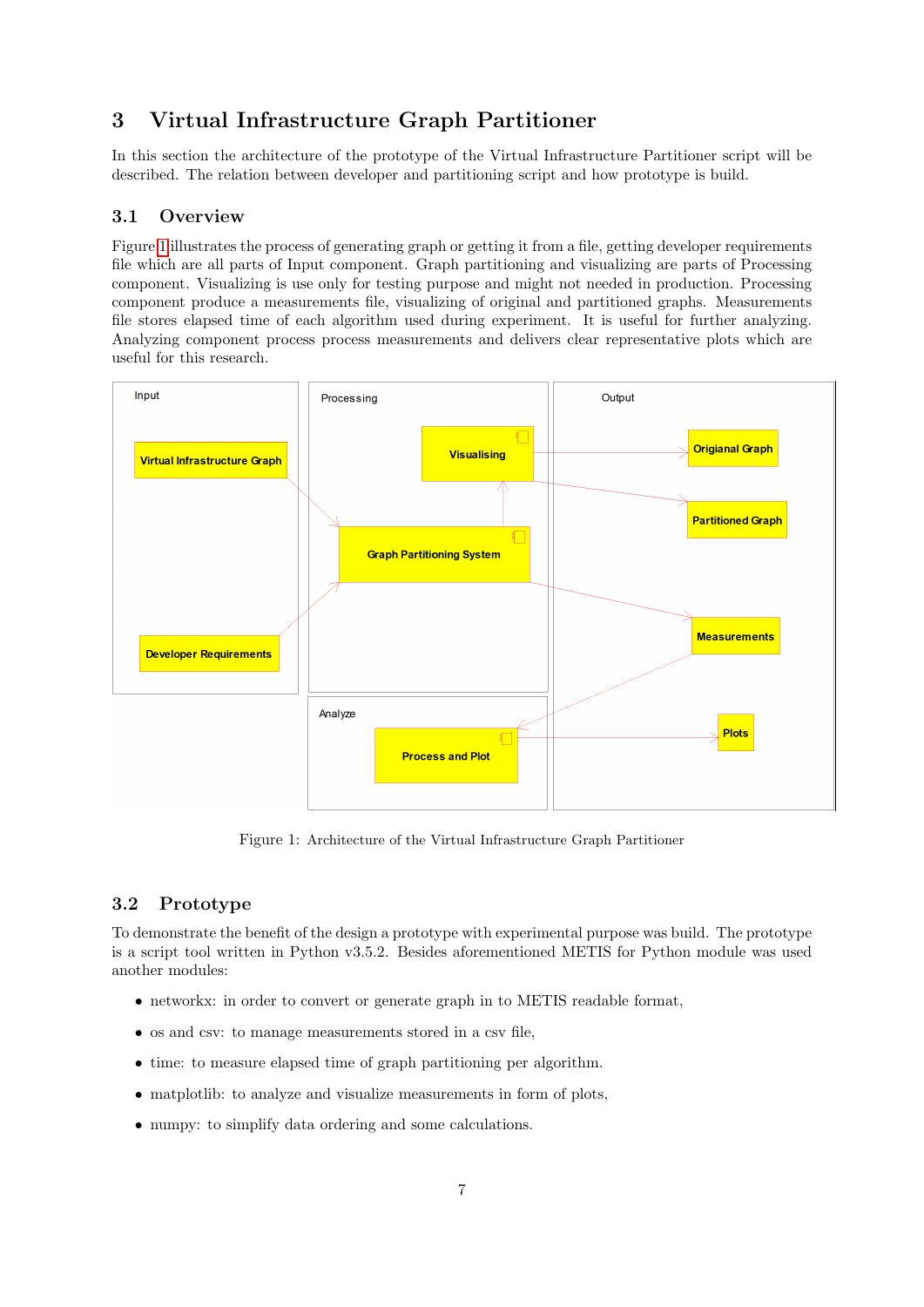# 3 Virtual Infrastructure Graph Partitioner

In this section the architecture of the prototype of the Virtual Infrastructure Partitioner script will be described. The relation between developer and partitioning script and how prototype is build.

## 3.1 Overview

Figure 1 illustrates the process of generating graph or getting it from a file, getting developer requirements file which are all parts of Input component. Graph partitioning and visualizing are parts of Processing component. Visualizing is use only for testing purpose and might not needed in production. Processing component produce a measurements file, visualizing of original and partitioned graphs. Measurements file stores elapsed time of each algorithm used during experiment. It is useful for further analyzing. Analyzing component process process measurements and delivers clear representative plots which are useful for this research.

Figure 1: Architecture of the Virtual Infrastructure Graph Partitioner

## 3.2 Prototype

To demonstrate the benefit of the design a prototype with experimental purpose was build. The prototype is a script tool written in Python v3.5.2. Besides aforementioned METIS for Python module was used another modules:

- networkx: in order to convert or generate graph in to METIS readable format,
- os and csv: to manage measurements stored in a csv file,
- time: to measure elapsed time of graph partitioning per algorithm.
- matplotlib: to analyze and visualize measurements in form of plots,
- numpy: to simplify data ordering and some calculations.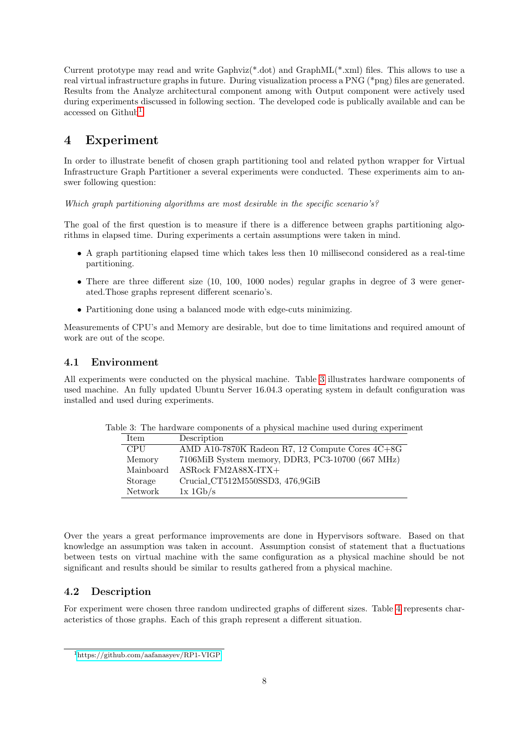Current prototype may read and write Gaphviz(*.dot) and GraphML(*.xml) files. This allows to use a real virtual infrastructure graphs in future. During visualization process a PNG (*png) files are generated. Results from the Analyze architectural component among with Output component were actively used during experiments discussed in following section. The developed code is publically available and can be accessed on Github[1]

# 4 Experiment

In order to illustrate benefit of chosen graph partitioning tool and related python wrapper for Virtual Infrastructure Graph Partitioner a several experiments were conducted. These experiments aim to answer following question:

*Which graph partitioning algorithms are most desirable in the specific scenario's?*

The goal of the first question is to measure if there is a difference between graphs partitioning algorithms in elapsed time. During experiments a certain assumptions were taken in mind.

- A graph partitioning elapsed time which takes less then 10 millisecond considered as a real-time partitioning.
- There are three different size (10, 100, 1000 nodes) regular graphs in degree of 3 were generated.Those graphs represent different scenario's.
- Partitioning done using a balanced mode with edge-cuts minimizing.

Measurements of CPU's and Memory are desirable, but doe to time limitations and required amount of work are out of the scope.

## 4.1 Environment

All experiments were conducted on the physical machine. Table 3 illustrates hardware components of used machine. An fully updated Ubuntu Server 16.04.3 operating system in default configuration was installed and used during experiments.

Table 3: The hardware components of a physical machine used during experiment

| Item | Description |
|---|---|
| CPU | AMD A10-7870K Radeon R7, 12 Compute Cores 4C+8G |
| Memory | 7106MiB System memory, DDR3, PC3-10700 (667 MHz) |
| Mainboard | ASRock FM2A88X-ITX+ |
| Storage | Crucial_CT512M550SSD3, 476,9GiB |
| Network | 1x 1Gb/s |

Over the years a great performance improvements are done in Hypervisors software. Based on that knowledge an assumption was taken in account. Assumption consist of statement that a fluctuations between tests on virtual machine with the same configuration as a physical machine should be not significant and results should be similar to results gathered from a physical machine.

## 4.2 Description

For experiment were chosen three random undirected graphs of different sizes. Table 4 represents characteristics of those graphs. Each of this graph represent a different situation.

[1] https://github.com/aafanasyev/RP1-VIGP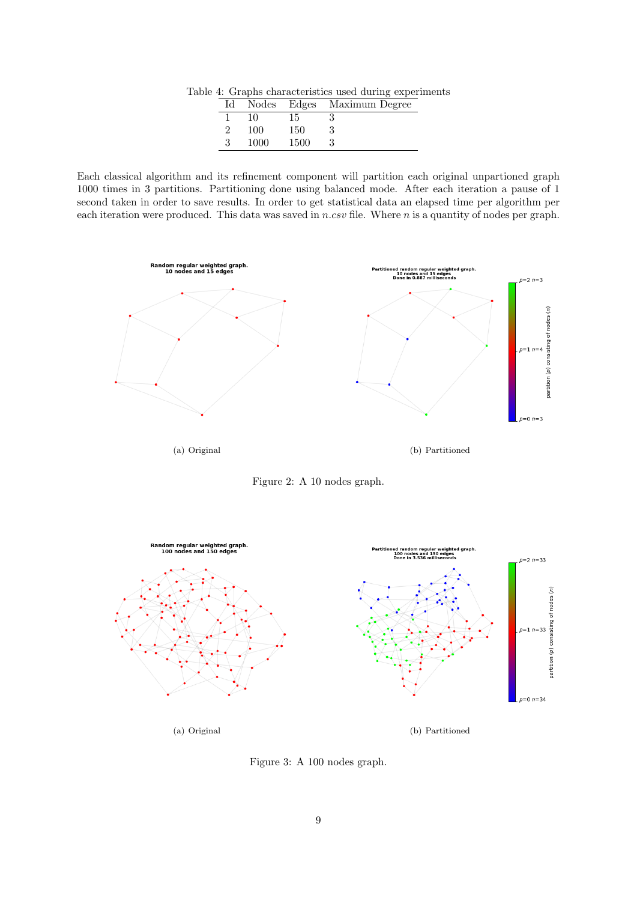Table 4: Graphs characteristics used during experiments

| Id | Nodes | Edges | Maximum Degree |
|---|---|---|---|
| 1 | 10 | 15 | 3 |
| 2 | 100 | 150 | 3 |
| 3 | 1000 | 1500 | 3 |

Each classical algorithm and its refinement component will partition each original unpartioned graph 1000 times in 3 partitions. Partitioning done using balanced mode. After each iteration a pause of 1 second taken in order to save results. In order to get statistical data an elapsed time per algorithm per each iteration were produced. This data was saved in *n.csv* file. Where $n$ is a quantity of nodes per graph.

(a) Original

(b) Partitioned

Figure 2: A 10 nodes graph.

(a) Original

(b) Partitioned

Figure 3: A 100 nodes graph.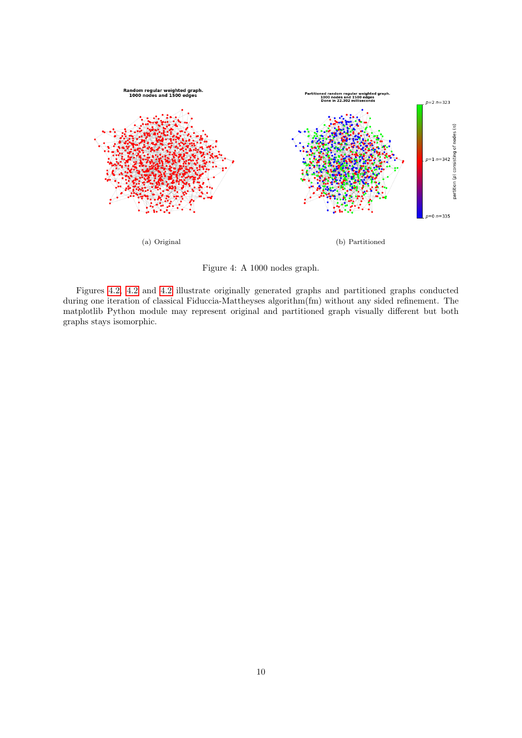(a) Original

(b) Partitioned

Figure 4: A 1000 nodes graph.

Figures 4.2, 4.2 and 4.2 illustrate originally generated graphs and partitioned graphs conducted during one iteration of classical Fiduccia-Mattheyses algorithm(fm) without any sided refinement. The matplotlib Python module may represent original and partitioned graph visually different but both graphs stays isomorphic.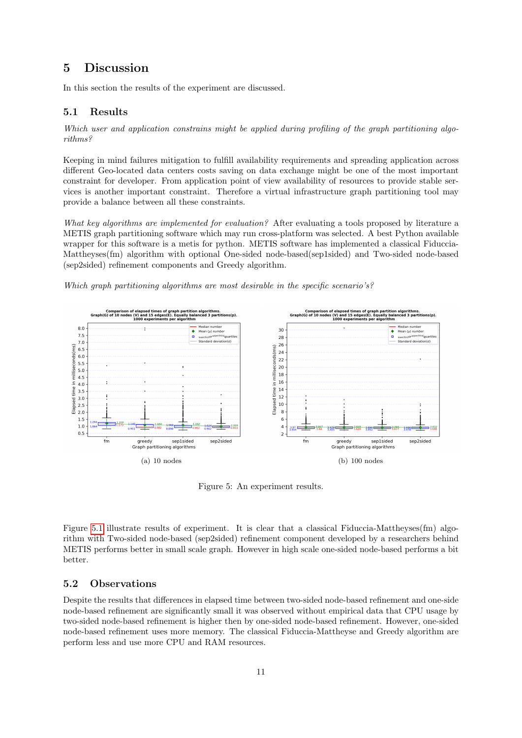# 5 Discussion

In this section the results of the experiment are discussed.

## 5.1 Results

*Which user and application constrains might be applied during profiling of the graph partitioning algorithms?*

Keeping in mind failures mitigation to fulfill availability requirements and spreading application across different Geo-located data centers costs saving on data exchange might be one of the most important constraint for developer. From application point of view availability of resources to provide stable services is another important constraint. Therefore a virtual infrastructure graph partitioning tool may provide a balance between all these constraints.

*What key algorithms are implemented for evaluation?* After evaluating a tools proposed by literature a METIS graph partitioning software which may run cross-platform was selected. A best Python available wrapper for this software is a metis for python. METIS software has implemented a classical Fiduccia-Mattheyses(fm) algorithm with optional One-sided node-based(sep1sided) and Two-sided node-based (sep2sided) refinement components and Greedy algorithm.

*Which graph partitioning algorithms are most desirable in the specific scenario's?*

(a) 10 nodes

(b) 100 nodes

Figure 5: An experiment results.

Figure 5.1 illustrate results of experiment. It is clear that a classical Fiduccia-Mattheyses(fm) algorithm with Two-sided node-based (sep2sided) refinement component developed by a researchers behind METIS performs better in small scale graph. However in high scale one-sided node-based performs a bit better.

## 5.2 Observations

Despite the results that differences in elapsed time between two-sided node-based refinement and one-side node-based refinement are significantly small it was observed without empirical data that CPU usage by two-sided node-based refinement is higher then by one-sided node-based refinement. However, one-sided node-based refinement uses more memory. The classical Fiduccia-Mattheyse and Greedy algorithm are perform less and use more CPU and RAM resources.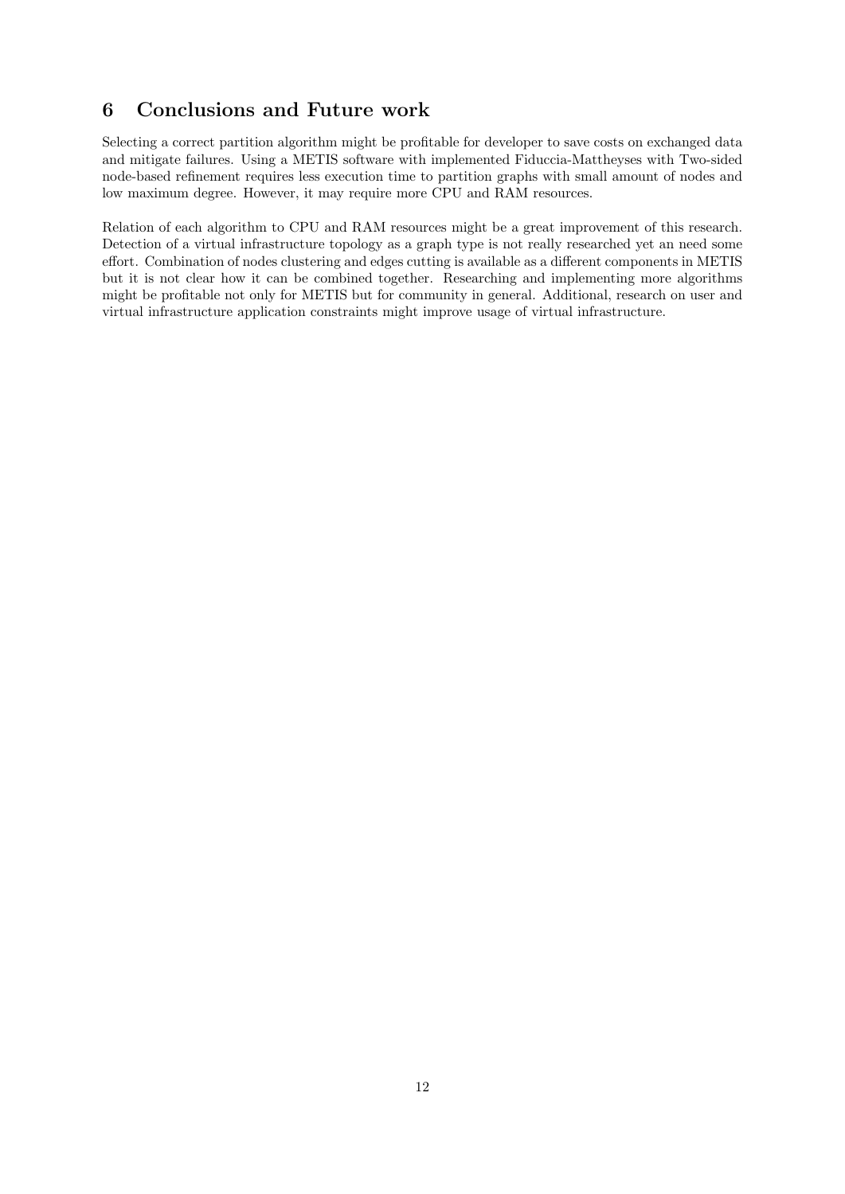## 6 Conclusions and Future work

Selecting a correct partition algorithm might be profitable for developer to save costs on exchanged data and mitigate failures. Using a METIS software with implemented Fiduccia-Mattheyses with Two-sided node-based refinement requires less execution time to partition graphs with small amount of nodes and low maximum degree. However, it may require more CPU and RAM resources.

Relation of each algorithm to CPU and RAM resources might be a great improvement of this research. Detection of a virtual infrastructure topology as a graph type is not really researched yet an need some effort. Combination of nodes clustering and edges cutting is available as a different components in METIS but it is not clear how it can be combined together. Researching and implementing more algorithms might be profitable not only for METIS but for community in general. Additional, research on user and virtual infrastructure application constraints might improve usage of virtual infrastructure.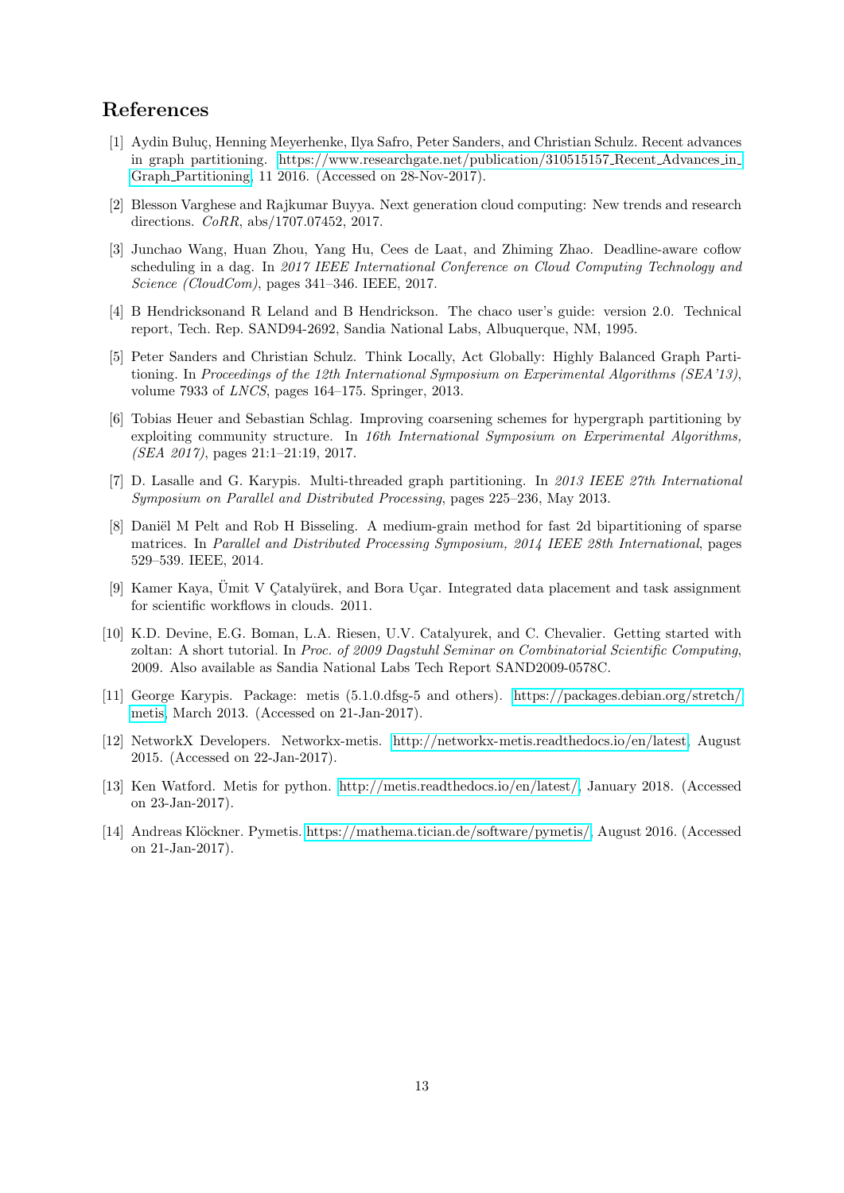## References

[1] Aydin Buluç, Henning Meyerhenke, Ilya Safro, Peter Sanders, and Christian Schulz. Recent advances in graph partitioning. https://www.researchgate.net/publication/310515157_Recent_Advances_in_Graph_Partitioning, 11 2016. (Accessed on 28-Nov-2017).

[2] Blesson Varghese and Rajkumar Buyya. Next generation cloud computing: New trends and research directions. *CoRR*, abs/1707.07452, 2017.

[3] Junchao Wang, Huan Zhou, Yang Hu, Cees de Laat, and Zhiming Zhao. Deadline-aware coflow scheduling in a dag. In *2017 IEEE International Conference on Cloud Computing Technology and Science (CloudCom)*, pages 341–346. IEEE, 2017.

[4] B Hendricksonand R Leland and B Hendrickson. The chaco user's guide: version 2.0. Technical report, Tech. Rep. SAND94-2692, Sandia National Labs, Albuquerque, NM, 1995.

[5] Peter Sanders and Christian Schulz. Think Locally, Act Globally: Highly Balanced Graph Partitioning. In *Proceedings of the 12th International Symposium on Experimental Algorithms (SEA'13)*, volume 7933 of *LNCS*, pages 164–175. Springer, 2013.

[6] Tobias Heuer and Sebastian Schlag. Improving coarsening schemes for hypergraph partitioning by exploiting community structure. In *16th International Symposium on Experimental Algorithms, (SEA 2017)*, pages 21:1–21:19, 2017.

[7] D. Lasalle and G. Karypis. Multi-threaded graph partitioning. In *2013 IEEE 27th International Symposium on Parallel and Distributed Processing*, pages 225–236, May 2013.

[8] Daniël M Pelt and Rob H Bisseling. A medium-grain method for fast 2d bipartitioning of sparse matrices. In *Parallel and Distributed Processing Symposium, 2014 IEEE 28th International*, pages 529–539. IEEE, 2014.

[9] Kamer Kaya, Ümit V Çatalyürek, and Bora Uçar. Integrated data placement and task assignment for scientific workflows in clouds. 2011.

[10] K.D. Devine, E.G. Boman, L.A. Riesen, U.V. Catalyurek, and C. Chevalier. Getting started with zoltan: A short tutorial. In *Proc. of 2009 Dagstuhl Seminar on Combinatorial Scientific Computing*, 2009. Also available as Sandia National Labs Tech Report SAND2009-0578C.

[11] George Karypis. Package: metis (5.1.0.dfsg-5 and others). https://packages.debian.org/stretch/metis, March 2013. (Accessed on 21-Jan-2017).

[12] NetworkX Developers. Networkx-metis. http://networkx-metis.readthedocs.io/en/latest, August 2015. (Accessed on 22-Jan-2017).

[13] Ken Watford. Metis for python. http://metis.readthedocs.io/en/latest/, January 2018. (Accessed on 23-Jan-2017).

[14] Andreas Klöckner. Pymetis. https://mathema.tician.de/software/pymetis/, August 2016. (Accessed on 21-Jan-2017).